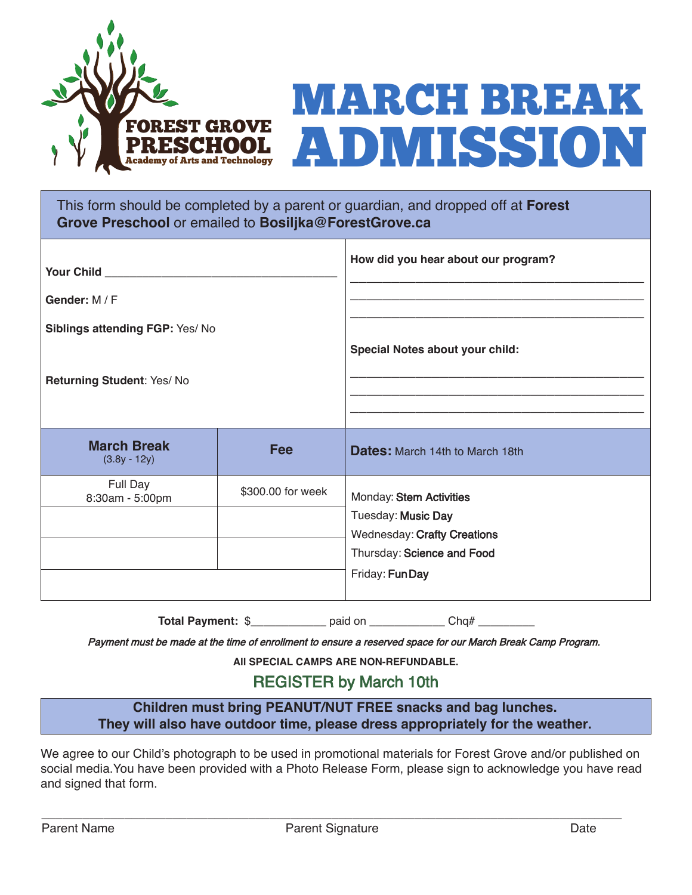FOREST GROVE PRESCHOOL
Academy of Arts and Technology

# MARCH BREAK ADMISSION

This form should be completed by a parent or guardian, and dropped off at **Forest Grove Preschool** or emailed to **Bosiljka@ForestGrove.ca**

**Your Child** ___________________________________

**Gender:** M / F

**Siblings attending FGP:** Yes/ No

**Returning Student**: Yes/ No

**How did you hear about our program?**

_____________________________________________

_____________________________________________

_____________________________________________

**Special Notes about your child:**

_____________________________________________

_____________________________________________

_____________________________________________

| **March Break** (3.8y - 12y) | **Fee** | **Dates:** March 14th to March 18th |
|---|---|---|
| Full Day 8:30am - 5:00pm | $300.00 for week | Monday: Stem Activities<br>Tuesday: Music Day<br>Wednesday: Crafty Creations<br>Thursday: Science and Food<br>Friday: Fun Day |
| | | |
| | | |
| | | |

**Total Payment:** $____________ paid on ____________ Chq# _________

*Payment must be made at the time of enrollment to ensure a reserved space for our March Break Camp Program.*

**All SPECIAL CAMPS ARE NON-REFUNDABLE.**

## REGISTER by March 10th

**Children must bring PEANUT/NUT FREE snacks and bag lunches.**
**They will also have outdoor time, please dress appropriately for the weather.**

We agree to our Child's photograph to be used in promotional materials for Forest Grove and/or published on social media.You have been provided with a Photo Release Form, please sign to acknowledge you have read and signed that form.

_____________________________________________________________________________

Parent Name Parent Signature Date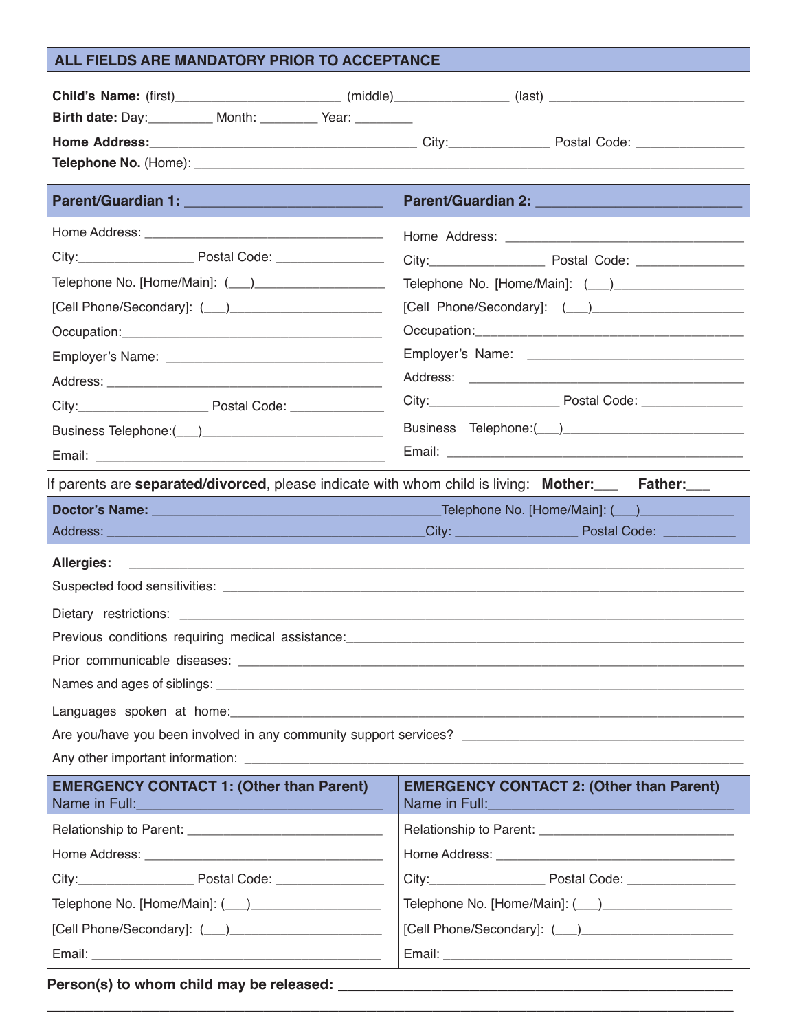## ALL FIELDS ARE MANDATORY PRIOR TO ACCEPTANCE

**Child's Name:** (first)______________________ (middle)_______________ (last) __________________________

**Birth date:** Day:_________ Month: ________ Year: ________

**Home Address:**____________________________________ City:_____________ Postal Code: _______________

**Telephone No.** (Home): ___________________________________________________________________________

| Parent/Guardian 1: ________________________ | Parent/Guardian 2: ________________________ |
|---|---|
| Home Address: _______________________________ | Home Address: _______________________________ |
| City:_______________ Postal Code: _______________ | City:_______________ Postal Code: _______________ |
| Telephone No. [Home/Main]: (___)_________________ | Telephone No. [Home/Main]: (___)_________________ |
| [Cell Phone/Secondary]: (___)____________________ | [Cell Phone/Secondary]: (___)____________________ |
| Occupation:___________________________________ | Occupation:___________________________________ |
| Employer's Name: ______________________________ | Employer's Name: ______________________________ |
| Address: ____________________________________ | Address: ____________________________________ |
| City:_________________ Postal Code: _____________ | City:_________________ Postal Code: _____________ |
| Business Telephone:(___)________________________ | Business Telephone:(___)________________________ |
| Email: ______________________________________ | Email: ______________________________________ |

If parents are **separated/divorced**, please indicate with whom child is living: **Mother:**___ **Father:**___

**Doctor's Name:** _______________________________________Telephone No. [Home/Main]: (___)_____________

Address: ____________________________________________City: ________________ Postal Code: __________

**Allergies:** ______________________________________________________________________________

Suspected food sensitivities: _________________________________________________________________

Dietary restrictions: _______________________________________________________________________

Previous conditions requiring medical assistance:___________________________________________________

Prior communicable diseases: _________________________________________________________________

Names and ages of siblings: __________________________________________________________________

Languages spoken at home:____________________________________________________________________

Are you/have you been involved in any community support services? _______________________________________

Any other important information: _______________________________________________________________

| EMERGENCY CONTACT 1: (Other than Parent) Name in Full:______________________________ | EMERGENCY CONTACT 2: (Other than Parent) Name in Full:______________________________ |
|---|---|
| Relationship to Parent: ___________________________ | Relationship to Parent: ___________________________ |
| Home Address: _______________________________ | Home Address: _______________________________ |
| City:_______________ Postal Code: _______________ | City:_______________ Postal Code: _______________ |
| Telephone No. [Home/Main]: (___)_________________ | Telephone No. [Home/Main]: (___)_________________ |
| [Cell Phone/Secondary]: (___)____________________ | [Cell Phone/Secondary]: (___)____________________ |
| Email: ______________________________________ | Email: ______________________________________ |

**Person(s) to whom child may be released:** _________________________________________________

______________________________________________________________________________________________